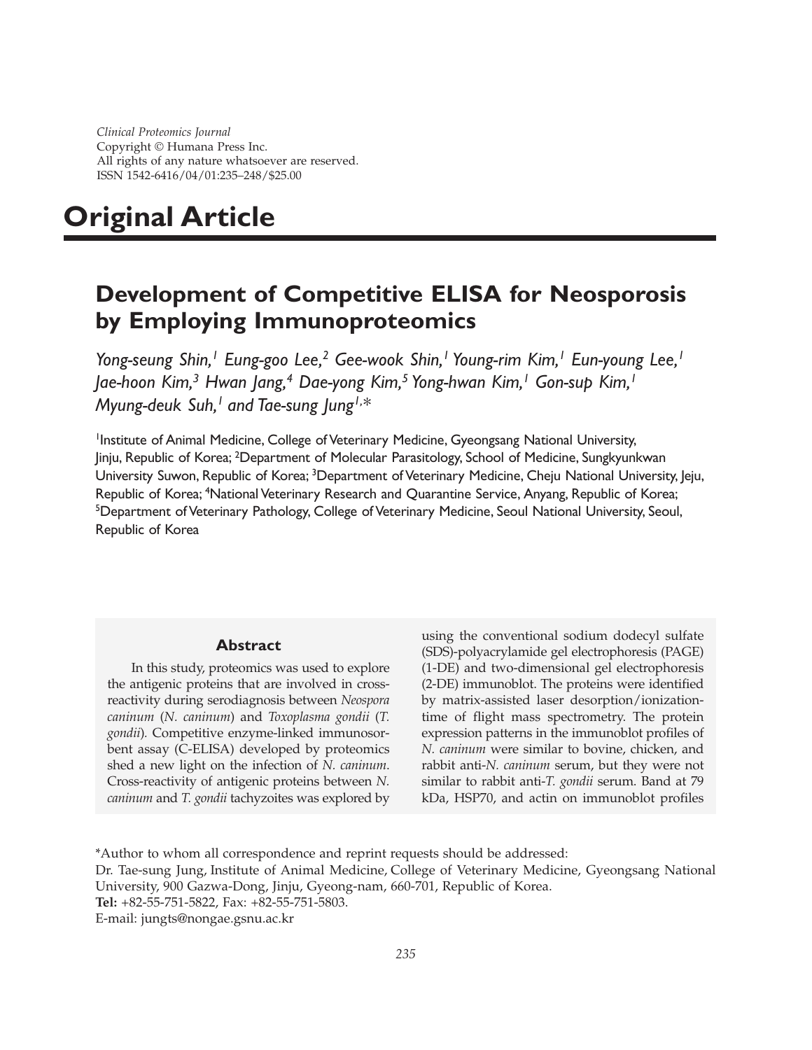*Clinical Proteomics Journal*
Copyright © Humana Press Inc.
All rights of any nature whatsoever are reserved.
ISSN 1542-6416/04/01:235–248/$25.00

# Original Article

## Development of Competitive ELISA for Neosporosis by Employing Immunoproteomics

*Yong-seung Shin,[1] Eung-goo Lee,[2] Gee-wook Shin,[1] Young-rim Kim,[1] Eun-young Lee,[1] Jae-hoon Kim,[3] Hwan Jang,[4] Dae-yong Kim,[5] Yong-hwan Kim,[1] Gon-sup Kim,[1] Myung-deuk Suh,[1] and Tae-sung Jung[1,]**

[1]Institute of Animal Medicine, College of Veterinary Medicine, Gyeongsang National University, Jinju, Republic of Korea; [2]Department of Molecular Parasitology, School of Medicine, Sungkyunkwan University Suwon, Republic of Korea; [3]Department of Veterinary Medicine, Cheju National University, Jeju, Republic of Korea; [4]National Veterinary Research and Quarantine Service, Anyang, Republic of Korea; [5]Department of Veterinary Pathology, College of Veterinary Medicine, Seoul National University, Seoul, Republic of Korea

### Abstract

In this study, proteomics was used to explore the antigenic proteins that are involved in cross-reactivity during serodiagnosis between *Neospora caninum* (*N. caninum*) and *Toxoplasma gondii* (*T. gondii*). Competitive enzyme-linked immunosorbent assay (C-ELISA) developed by proteomics shed a new light on the infection of *N. caninum*. Cross-reactivity of antigenic proteins between *N. caninum* and *T. gondii* tachyzoites was explored by using the conventional sodium dodecyl sulfate (SDS)-polyacrylamide gel electrophoresis (PAGE) (1-DE) and two-dimensional gel electrophoresis (2-DE) immunoblot. The proteins were identified by matrix-assisted laser desorption/ionization-time of flight mass spectrometry. The protein expression patterns in the immunoblot profiles of *N. caninum* were similar to bovine, chicken, and rabbit anti-*N. caninum* serum, but they were not similar to rabbit anti-*T. gondii* serum. Band at 79 kDa, HSP70, and actin on immunoblot profiles

*Author to whom all correspondence and reprint requests should be addressed:
Dr. Tae-sung Jung, Institute of Animal Medicine, College of Veterinary Medicine, Gyeongsang National University, 900 Gazwa-Dong, Jinju, Gyeong-nam, 660-701, Republic of Korea.
**Tel:** +82-55-751-5822, Fax: +82-55-751-5803.
E-mail: jungts@nongae.gsnu.ac.kr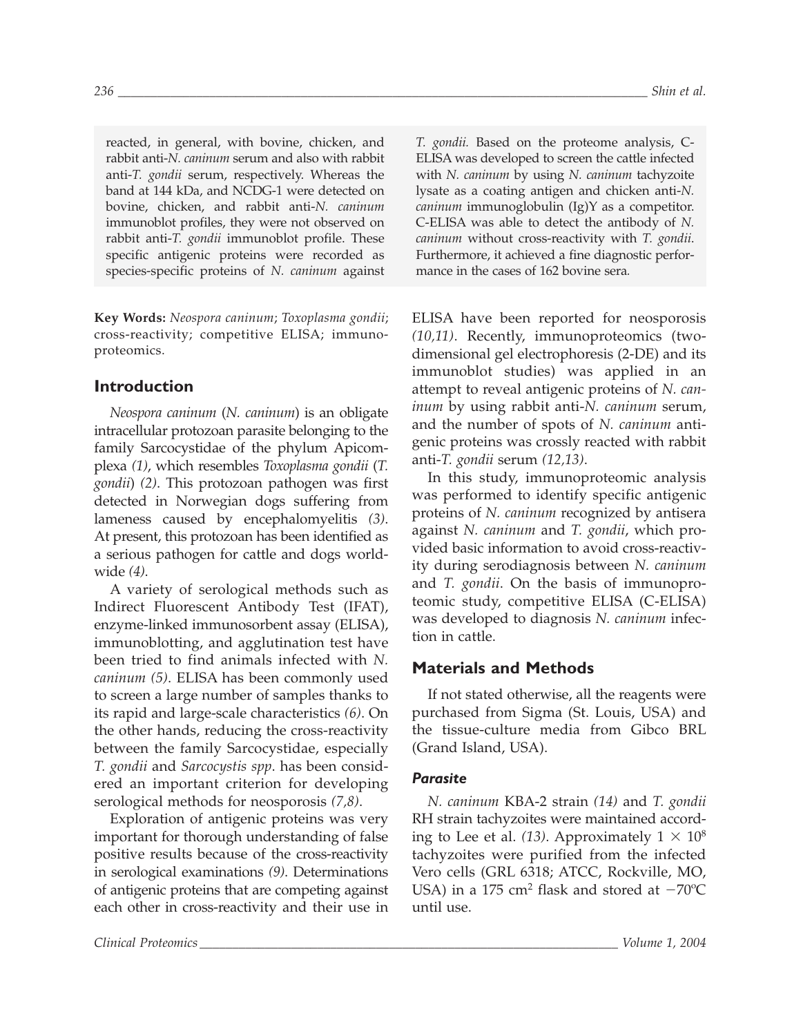reacted, in general, with bovine, chicken, and rabbit anti-*N. caninum* serum and also with rabbit anti-*T. gondii* serum, respectively. Whereas the band at 144 kDa, and NCDG-1 were detected on bovine, chicken, and rabbit anti-*N. caninum* immunoblot profiles, they were not observed on rabbit anti-*T. gondii* immunoblot profile. These specific antigenic proteins were recorded as species-specific proteins of *N. caninum* against *T. gondii.* Based on the proteome analysis, C-ELISA was developed to screen the cattle infected with *N. caninum* by using *N. caninum* tachyzoite lysate as a coating antigen and chicken anti-*N. caninum* immunoglobulin (Ig)Y as a competitor. C-ELISA was able to detect the antibody of *N. caninum* without cross-reactivity with *T. gondii*. Furthermore, it achieved a fine diagnostic performance in the cases of 162 bovine sera.

**Key Words:** *Neospora caninum*; *Toxoplasma gondii*; cross-reactivity; competitive ELISA; immunoproteomics.

## Introduction

*Neospora caninum* (*N. caninum*) is an obligate intracellular protozoan parasite belonging to the family Sarcocystidae of the phylum Apicomplexa *(1)*, which resembles *Toxoplasma gondii* (*T. gondii*) *(2)*. This protozoan pathogen was first detected in Norwegian dogs suffering from lameness caused by encephalomyelitis *(3)*. At present, this protozoan has been identified as a serious pathogen for cattle and dogs worldwide *(4)*.

A variety of serological methods such as Indirect Fluorescent Antibody Test (IFAT), enzyme-linked immunosorbent assay (ELISA), immunoblotting, and agglutination test have been tried to find animals infected with *N. caninum (5)*. ELISA has been commonly used to screen a large number of samples thanks to its rapid and large-scale characteristics *(6)*. On the other hands, reducing the cross-reactivity between the family Sarcocystidae, especially *T. gondii* and *Sarcocystis spp*. has been considered an important criterion for developing serological methods for neosporosis *(7,8)*.

Exploration of antigenic proteins was very important for thorough understanding of false positive results because of the cross-reactivity in serological examinations *(9)*. Determinations of antigenic proteins that are competing against each other in cross-reactivity and their use in ELISA have been reported for neosporosis *(10,11)*. Recently, immunoproteomics (two-dimensional gel electrophoresis (2-DE) and its immunoblot studies) was applied in an attempt to reveal antigenic proteins of *N. caninum* by using rabbit anti-*N. caninum* serum, and the number of spots of *N. caninum* antigenic proteins was crossly reacted with rabbit anti-*T. gondii* serum *(12,13)*.

In this study, immunoproteomic analysis was performed to identify specific antigenic proteins of *N. caninum* recognized by antisera against *N. caninum* and *T. gondii*, which provided basic information to avoid cross-reactivity during serodiagnosis between *N. caninum* and *T. gondii*. On the basis of immunoproteomic study, competitive ELISA (C-ELISA) was developed to diagnosis *N. caninum* infection in cattle.

## Materials and Methods

If not stated otherwise, all the reagents were purchased from Sigma (St. Louis, USA) and the tissue-culture media from Gibco BRL (Grand Island, USA).

### *Parasite*

*N. caninum* KBA-2 strain *(14)* and *T. gondii* RH strain tachyzoites were maintained according to Lee et al. *(13)*. Approximately $1 \times 10^8$ tachyzoites were purified from the infected Vero cells (GRL 6318; ATCC, Rockville, MO, USA) in a 175 $cm^2$ flask and stored at $-70$ºC until use.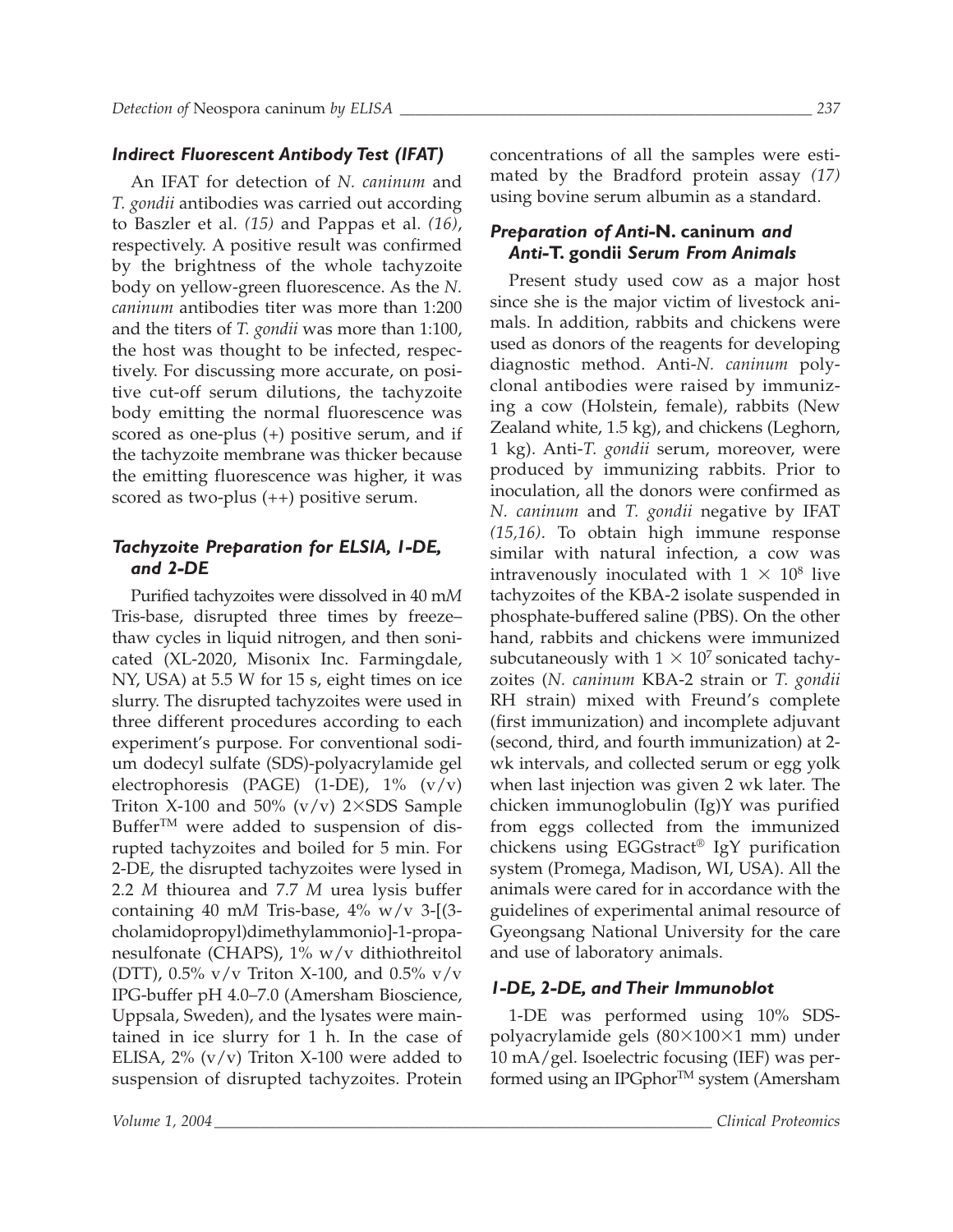### *Indirect Fluorescent Antibody Test (IFAT)*

An IFAT for detection of *N. caninum* and *T. gondii* antibodies was carried out according to Baszler et al. *(15)* and Pappas et al. *(16)*, respectively. A positive result was confirmed by the brightness of the whole tachyzoite body on yellow-green fluorescence. As the *N. caninum* antibodies titer was more than 1:200 and the titers of *T. gondii* was more than 1:100, the host was thought to be infected, respectively. For discussing more accurate, on positive cut-off serum dilutions, the tachyzoite body emitting the normal fluorescence was scored as one-plus (+) positive serum, and if the tachyzoite membrane was thicker because the emitting fluorescence was higher, it was scored as two-plus (++) positive serum.

### *Tachyzoite Preparation for ELSIA, 1-DE, and 2-DE*

Purified tachyzoites were dissolved in 40 m*M* Tris-base, disrupted three times by freeze–thaw cycles in liquid nitrogen, and then sonicated (XL-2020, Misonix Inc. Farmingdale, NY, USA) at 5.5 W for 15 s, eight times on ice slurry. The disrupted tachyzoites were used in three different procedures according to each experiment's purpose. For conventional sodium dodecyl sulfate (SDS)-polyacrylamide gel electrophoresis (PAGE) (1-DE), 1% (v/v) Triton X-100 and 50% (v/v) 2×SDS Sample Buffer™ were added to suspension of disrupted tachyzoites and boiled for 5 min. For 2-DE, the disrupted tachyzoites were lysed in 2.2 *M* thiourea and 7.7 *M* urea lysis buffer containing 40 m*M* Tris-base, 4% w/v 3-[(3-cholamidopropyl)dimethylammonio]-1-propanesulfonate (CHAPS), 1% w/v dithiothreitol (DTT), 0.5% v/v Triton X-100, and 0.5% v/v IPG-buffer pH 4.0–7.0 (Amersham Bioscience, Uppsala, Sweden), and the lysates were maintained in ice slurry for 1 h. In the case of ELISA, 2% (v/v) Triton X-100 were added to suspension of disrupted tachyzoites. Protein concentrations of all the samples were estimated by the Bradford protein assay *(17)* using bovine serum albumin as a standard.

### *Preparation of Anti-***N. caninum** *and Anti-***T. gondii** *Serum From Animals*

Present study used cow as a major host since she is the major victim of livestock animals. In addition, rabbits and chickens were used as donors of the reagents for developing diagnostic method. Anti-*N. caninum* polyclonal antibodies were raised by immunizing a cow (Holstein, female), rabbits (New Zealand white, 1.5 kg), and chickens (Leghorn, 1 kg). Anti-*T. gondii* serum, moreover, were produced by immunizing rabbits. Prior to inoculation, all the donors were confirmed as *N. caninum* and *T. gondii* negative by IFAT *(15,16)*. To obtain high immune response similar with natural infection, a cow was intravenously inoculated with $1 \times 10^8$ live tachyzoites of the KBA-2 isolate suspended in phosphate-buffered saline (PBS). On the other hand, rabbits and chickens were immunized subcutaneously with $1 \times 10^7$ sonicated tachyzoites (*N. caninum* KBA-2 strain or *T. gondii* RH strain) mixed with Freund's complete (first immunization) and incomplete adjuvant (second, third, and fourth immunization) at 2-wk intervals, and collected serum or egg yolk when last injection was given 2 wk later. The chicken immunoglobulin (Ig)Y was purified from eggs collected from the immunized chickens using EGGstract® IgY purification system (Promega, Madison, WI, USA). All the animals were cared for in accordance with the guidelines of experimental animal resource of Gyeongsang National University for the care and use of laboratory animals.

### *1-DE, 2-DE, and Their Immunoblot*

1-DE was performed using 10% SDS-polyacrylamide gels (80×100×1 mm) under 10 mA/gel. Isoelectric focusing (IEF) was performed using an IPGphor™ system (Amersham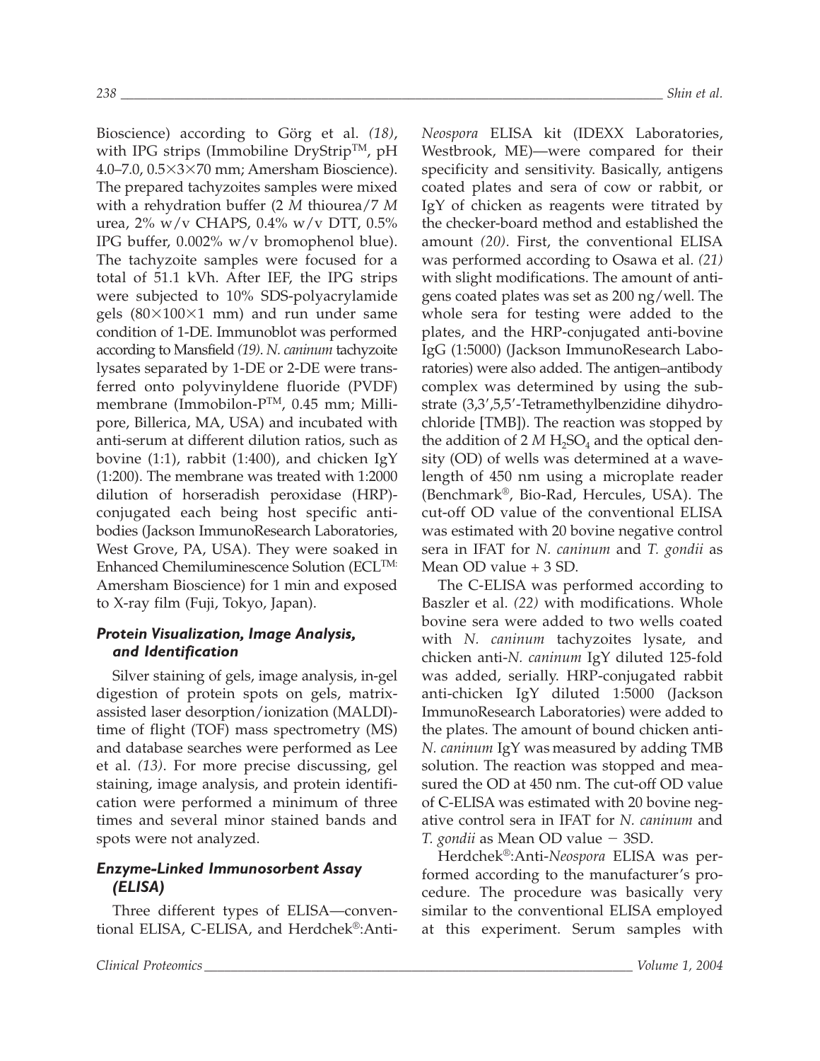Bioscience) according to Görg et al. (18), with IPG strips (Immobiline DryStrip™, pH 4.0–7.0, 0.5×3×70 mm; Amersham Bioscience). The prepared tachyzoites samples were mixed with a rehydration buffer (2 *M* thiourea/7 *M* urea, 2% w/v CHAPS, 0.4% w/v DTT, 0.5% IPG buffer, 0.002% w/v bromophenol blue). The tachyzoite samples were focused for a total of 51.1 kVh. After IEF, the IPG strips were subjected to 10% SDS-polyacrylamide gels (80×100×1 mm) and run under same condition of 1-DE. Immunoblot was performed according to Mansfield (19). *N. caninum* tachyzoite lysates separated by 1-DE or 2-DE were transferred onto polyvinyldene fluoride (PVDF) membrane (Immobilon-P™, 0.45 mm; Millipore, Billerica, MA, USA) and incubated with anti-serum at different dilution ratios, such as bovine (1:1), rabbit (1:400), and chicken IgY (1:200). The membrane was treated with 1:2000 dilution of horseradish peroxidase (HRP)-conjugated each being host specific antibodies (Jackson ImmunoResearch Laboratories, West Grove, PA, USA). They were soaked in Enhanced Chemiluminescence Solution (ECL™: Amersham Bioscience) for 1 min and exposed to X-ray film (Fuji, Tokyo, Japan).

### *Protein Visualization, Image Analysis, and Identification*

Silver staining of gels, image analysis, in-gel digestion of protein spots on gels, matrix-assisted laser desorption/ionization (MALDI)-time of flight (TOF) mass spectrometry (MS) and database searches were performed as Lee et al. (13). For more precise discussing, gel staining, image analysis, and protein identification were performed a minimum of three times and several minor stained bands and spots were not analyzed.

### *Enzyme-Linked Immunosorbent Assay (ELISA)*

Three different types of ELISA—conventional ELISA, C-ELISA, and Herdchek®:Anti-*Neospora* ELISA kit (IDEXX Laboratories, Westbrook, ME)—were compared for their specificity and sensitivity. Basically, antigens coated plates and sera of cow or rabbit, or IgY of chicken as reagents were titrated by the checker-board method and established the amount (20). First, the conventional ELISA was performed according to Osawa et al. (21) with slight modifications. The amount of antigens coated plates was set as 200 ng/well. The whole sera for testing were added to the plates, and the HRP-conjugated anti-bovine IgG (1:5000) (Jackson ImmunoResearch Laboratories) were also added. The antigen–antibody complex was determined by using the substrate (3,3′,5,5′-Tetramethylbenzidine dihydrochloride [TMB]). The reaction was stopped by the addition of 2 *M* $H_2SO_4$ and the optical density (OD) of wells was determined at a wavelength of 450 nm using a microplate reader (Benchmark®, Bio-Rad, Hercules, USA). The cut-off OD value of the conventional ELISA was estimated with 20 bovine negative control sera in IFAT for *N. caninum* and *T. gondii* as Mean OD value + 3 SD.

The C-ELISA was performed according to Baszler et al. (22) with modifications. Whole bovine sera were added to two wells coated with *N. caninum* tachyzoites lysate, and chicken anti-*N. caninum* IgY diluted 125-fold was added, serially. HRP-conjugated rabbit anti-chicken IgY diluted 1:5000 (Jackson ImmunoResearch Laboratories) were added to the plates. The amount of bound chicken anti-*N. caninum* IgY was measured by adding TMB solution. The reaction was stopped and measured the OD at 450 nm. The cut-off OD value of C-ELISA was estimated with 20 bovine negative control sera in IFAT for *N. caninum* and *T. gondii* as Mean OD value − 3SD.

Herdchek®:Anti-*Neospora* ELISA was performed according to the manufacturer's procedure. The procedure was basically very similar to the conventional ELISA employed at this experiment. Serum samples with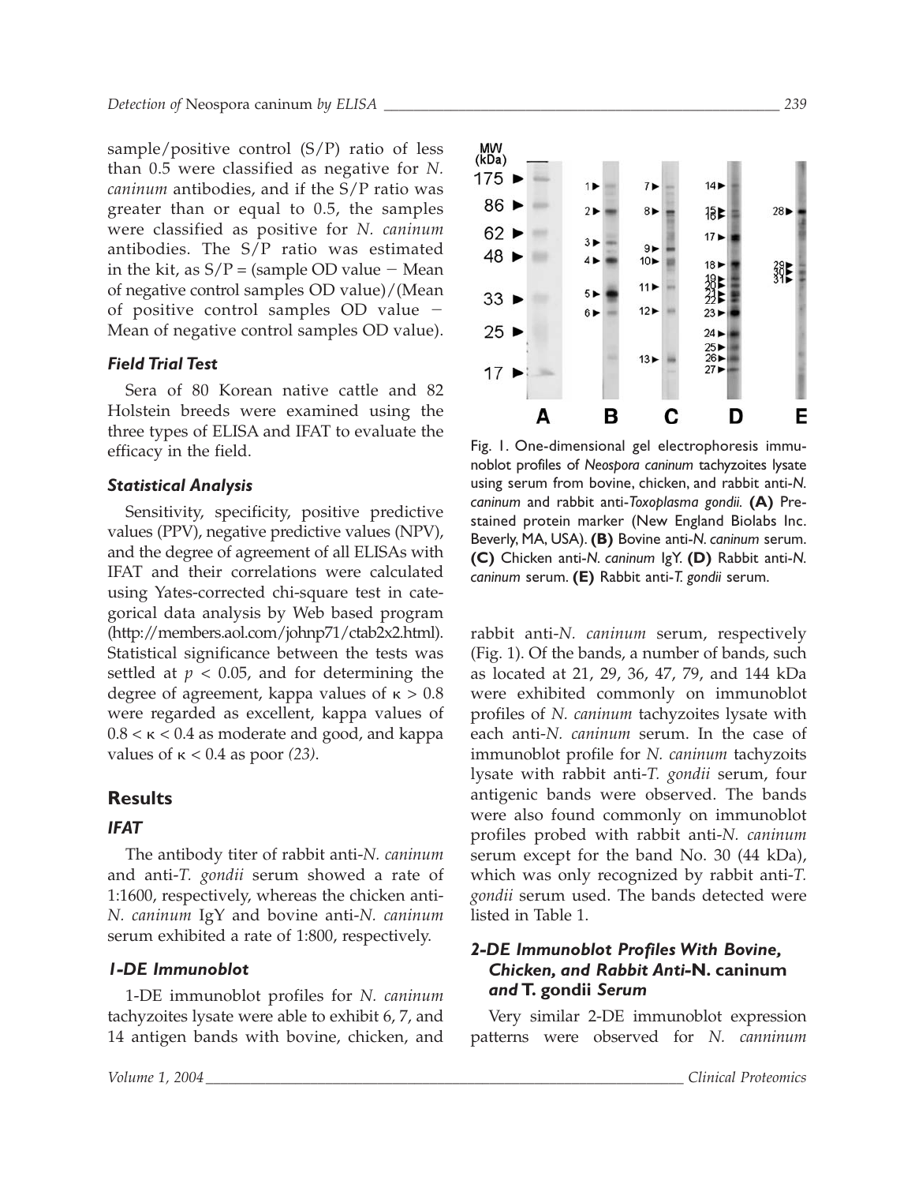sample/positive control (S/P) ratio of less than 0.5 were classified as negative for *N. caninum* antibodies, and if the S/P ratio was greater than or equal to 0.5, the samples were classified as positive for *N. caninum* antibodies. The S/P ratio was estimated in the kit, as S/P = (sample OD value − Mean of negative control samples OD value)/(Mean of positive control samples OD value − Mean of negative control samples OD value).

### *Field Trial Test*

Sera of 80 Korean native cattle and 82 Holstein breeds were examined using the three types of ELISA and IFAT to evaluate the efficacy in the field.

### *Statistical Analysis*

Sensitivity, specificity, positive predictive values (PPV), negative predictive values (NPV), and the degree of agreement of all ELISAs with IFAT and their correlations were calculated using Yates-corrected chi-square test in categorical data analysis by Web based program (http://members.aol.com/johnp71/ctab2x2.html). Statistical significance between the tests was settled at $p < 0.05$, and for determining the degree of agreement, kappa values of $\kappa > 0.8$ were regarded as excellent, kappa values of $0.8 < \kappa < 0.4$ as moderate and good, and kappa values of $\kappa < 0.4$ as poor *(23)*.

## Results

### *IFAT*

The antibody titer of rabbit anti-*N. caninum* and anti-*T. gondii* serum showed a rate of 1:1600, respectively, whereas the chicken anti-*N. caninum* IgY and bovine anti-*N. caninum* serum exhibited a rate of 1:800, respectively.

### *1-DE Immunoblot*

1-DE immunoblot profiles for *N. caninum* tachyzoites lysate were able to exhibit 6, 7, and 14 antigen bands with bovine, chicken, and rabbit anti-*N. caninum* serum, respectively (Fig. 1). Of the bands, a number of bands, such as located at 21, 29, 36, 47, 79, and 144 kDa were exhibited commonly on immunoblot profiles of *N. caninum* tachyzoites lysate with each anti-*N. caninum* serum. In the case of immunoblot profile for *N. caninum* tachyzoits lysate with rabbit anti-*T. gondii* serum, four antigenic bands were observed. The bands were also found commonly on immunoblot profiles probed with rabbit anti-*N. caninum* serum except for the band No. 30 (44 kDa), which was only recognized by rabbit anti-*T. gondii* serum used. The bands detected were listed in Table 1.

Fig. 1. One-dimensional gel electrophoresis immunoblot profiles of *Neospora caninum* tachyzoites lysate using serum from bovine, chicken, and rabbit anti-*N. caninum* and rabbit anti-*Toxoplasma gondii*. **(A)** Prestained protein marker (New England Biolabs Inc. Beverly, MA, USA). **(B)** Bovine anti-*N. caninum* serum. **(C)** Chicken anti-*N. caninum* IgY. **(D)** Rabbit anti-*N. caninum* serum. **(E)** Rabbit anti-*T. gondii* serum.

### *2-DE Immunoblot Profiles With Bovine, Chicken, and Rabbit Anti-*N. caninum *and* T. gondii *Serum*

Very similar 2-DE immunoblot expression patterns were observed for *N. canninum*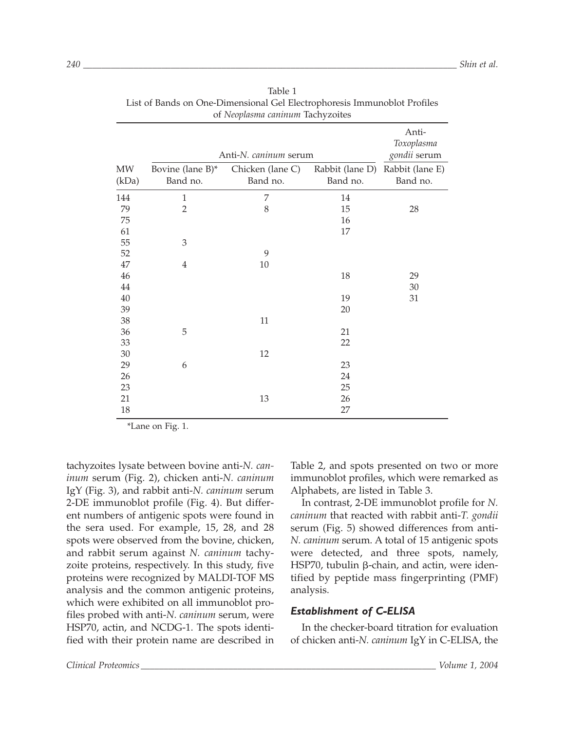Table 1
List of Bands on One-Dimensional Gel Electrophoresis Immunoblot Profiles of *Neoplasma caninum* Tachyzoites

| | Anti-*N. caninum* serum | | | Anti-*Toxoplasma gondii* serum |
|---|---|---|---|---|
| MW (kDa) | Bovine (lane B)* Band no. | Chicken (lane C) Band no. | Rabbit (lane D) Band no. | Rabbit (lane E) Band no. |
| 144 | 1 | 7 | 14 | |
| 79 | 2 | 8 | 15 | 28 |
| 75 | | | 16 | |
| 61 | | | 17 | |
| 55 | 3 | | | |
| 52 | | 9 | | |
| 47 | 4 | 10 | | |
| 46 | | | 18 | 29 |
| 44 | | | | 30 |
| 40 | | | 19 | 31 |
| 39 | | | 20 | |
| 38 | | 11 | | |
| 36 | 5 | | 21 | |
| 33 | | | 22 | |
| 30 | | 12 | | |
| 29 | 6 | | 23 | |
| 26 | | | 24 | |
| 23 | | | 25 | |
| 21 | | 13 | 26 | |
| 18 | | | 27 | |

*Lane on Fig. 1.

tachyzoites lysate between bovine anti-*N. caninum* serum (Fig. 2), chicken anti-*N. caninum* IgY (Fig. 3), and rabbit anti-*N. caninum* serum 2-DE immunoblot profile (Fig. 4). But different numbers of antigenic spots were found in the sera used. For example, 15, 28, and 28 spots were observed from the bovine, chicken, and rabbit serum against *N. caninum* tachyzoite proteins, respectively. In this study, five proteins were recognized by MALDI-TOF MS analysis and the common antigenic proteins, which were exhibited on all immunoblot profiles probed with anti-*N. caninum* serum, were HSP70, actin, and NCDG-1. The spots identified with their protein name are described in Table 2, and spots presented on two or more immunoblot profiles, which were remarked as Alphabets, are listed in Table 3.

In contrast, 2-DE immunoblot profile for *N. caninum* that reacted with rabbit anti-*T. gondii* serum (Fig. 5) showed differences from anti-*N. caninum* serum. A total of 15 antigenic spots were detected, and three spots, namely, HSP70, tubulin β-chain, and actin, were identified by peptide mass fingerprinting (PMF) analysis.

### *Establishment of C-ELISA*

In the checker-board titration for evaluation of chicken anti-*N. caninum* IgY in C-ELISA, the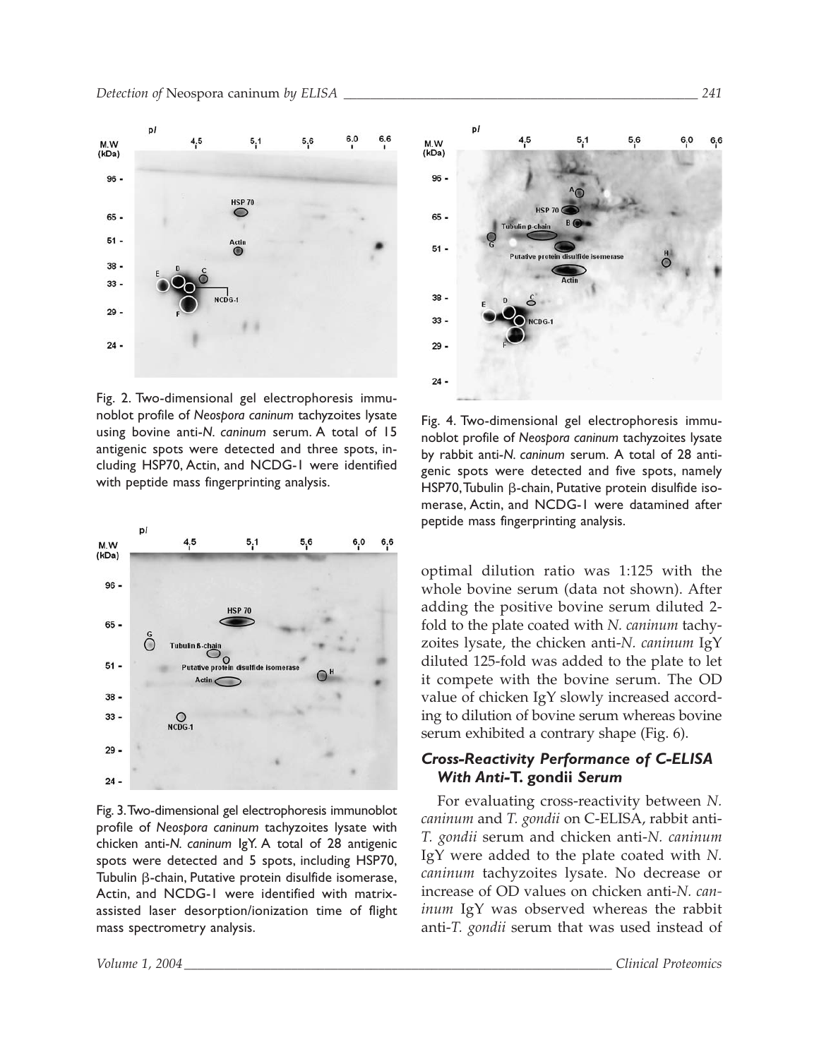Fig. 2. Two-dimensional gel electrophoresis immunoblot profile of *Neospora caninum* tachyzoites lysate using bovine anti-*N. caninum* serum. A total of 15 antigenic spots were detected and three spots, including HSP70, Actin, and NCDG-1 were identified with peptide mass fingerprinting analysis.

Fig. 3. Two-dimensional gel electrophoresis immunoblot profile of *Neospora caninum* tachyzoites lysate with chicken anti-*N. caninum* IgY. A total of 28 antigenic spots were detected and 5 spots, including HSP70, Tubulin β-chain, Putative protein disulfide isomerase, Actin, and NCDG-1 were identified with matrix-assisted laser desorption/ionization time of flight mass spectrometry analysis.

Fig. 4. Two-dimensional gel electrophoresis immunoblot profile of *Neospora caninum* tachyzoites lysate by rabbit anti-*N. caninum* serum. A total of 28 antigenic spots were detected and five spots, namely HSP70, Tubulin β-chain, Putative protein disulfide isomerase, Actin, and NCDG-1 were datamined after peptide mass fingerprinting analysis.

optimal dilution ratio was 1:125 with the whole bovine serum (data not shown). After adding the positive bovine serum diluted 2-fold to the plate coated with *N. caninum* tachyzoites lysate, the chicken anti-*N. caninum* IgY diluted 125-fold was added to the plate to let it compete with the bovine serum. The OD value of chicken IgY slowly increased according to dilution of bovine serum whereas bovine serum exhibited a contrary shape (Fig. 6).

### *Cross-Reactivity Performance of C-ELISA With Anti-*T. gondii* Serum*

For evaluating cross-reactivity between *N. caninum* and *T. gondii* on C-ELISA, rabbit anti-*T. gondii* serum and chicken anti-*N. caninum* IgY were added to the plate coated with *N. caninum* tachyzoites lysate. No decrease or increase of OD values on chicken anti-*N. caninum* IgY was observed whereas the rabbit anti-*T. gondii* serum that was used instead of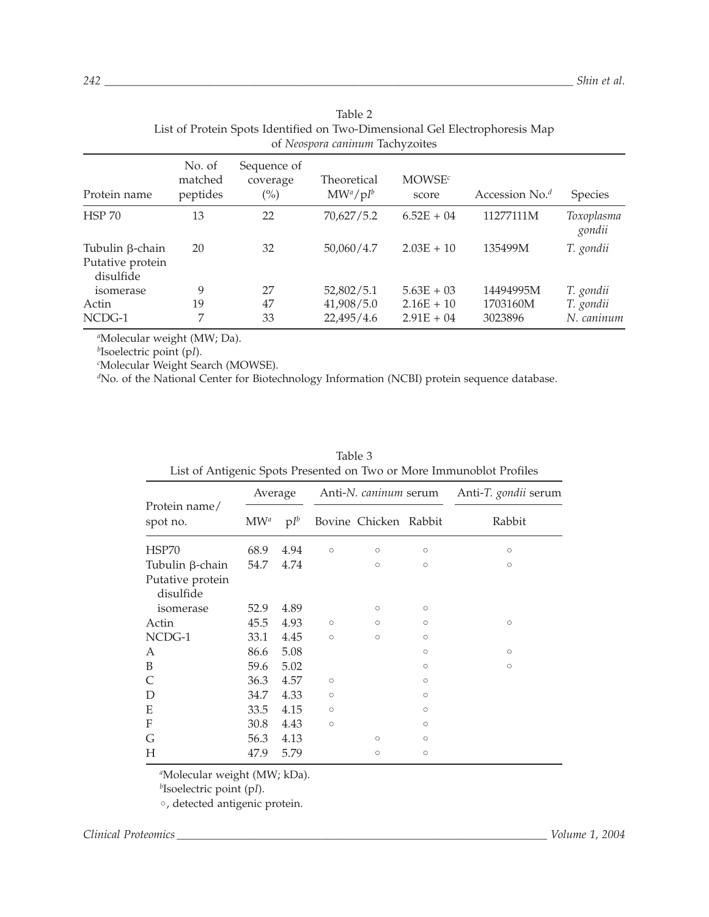Table 2
List of Protein Spots Identified on Two-Dimensional Gel Electrophoresis Map of *Neospora caninum* Tachyzoites

| Protein name | No. of matched peptides | Sequence of coverage (%) | Theoretical MW[a]/pI[b] | MOWSE[c] score | Accession No.[d] | Species |
|---|---|---|---|---|---|---|
| HSP 70 | 13 | 22 | 70,627/5.2 | 6.52E + 04 | 11277111M | *Toxoplasma gondii* |
| Tubulin β-chain | 20 | 32 | 50,060/4.7 | 2.03E + 10 | 135499M | *T. gondii* |
| Putative protein disulfide isomerase | 9 | 27 | 52,802/5.1 | 5.63E + 03 | 14494995M | *T. gondii* |
| Actin | 19 | 47 | 41,908/5.0 | 2.16E + 10 | 1703160M | *T. gondii* |
| NCDG-1 | 7 | 33 | 22,495/4.6 | 2.91E + 04 | 3023896 | *N. caninum* |

[a]Molecular weight (MW; Da).
[b]Isoelectric point (p*I*).
[c]Molecular Weight Search (MOWSE).
[d]No. of the National Center for Biotechnology Information (NCBI) protein sequence database.

Table 3
List of Antigenic Spots Presented on Two or More Immunoblot Profiles

| Protein name/ spot no. | Average | | Anti-*N. caninum* serum | | | Anti-*T. gondii* serum |
|---|---|---|---|---|---|---|
| | MW[a] | pI[b] | Bovine | Chicken | Rabbit | Rabbit |
| HSP70 | 68.9 | 4.94 | ○ | ○ | ○ | ○ |
| Tubulin β-chain | 54.7 | 4.74 | | ○ | ○ | ○ |
| Putative protein disulfide isomerase | 52.9 | 4.89 | | ○ | ○ | |
| Actin | 45.5 | 4.93 | ○ | ○ | ○ | ○ |
| NCDG-1 | 33.1 | 4.45 | ○ | ○ | ○ | |
| A | 86.6 | 5.08 | | | ○ | ○ |
| B | 59.6 | 5.02 | | | ○ | ○ |
| C | 36.3 | 4.57 | ○ | | ○ | |
| D | 34.7 | 4.33 | ○ | | ○ | |
| E | 33.5 | 4.15 | ○ | | ○ | |
| F | 30.8 | 4.43 | ○ | | ○ | |
| G | 56.3 | 4.13 | | ○ | ○ | |
| H | 47.9 | 5.79 | | ○ | ○ | |

[a]Molecular weight (MW; kDa).
[b]Isoelectric point (p*I*).
○, detected antigenic protein.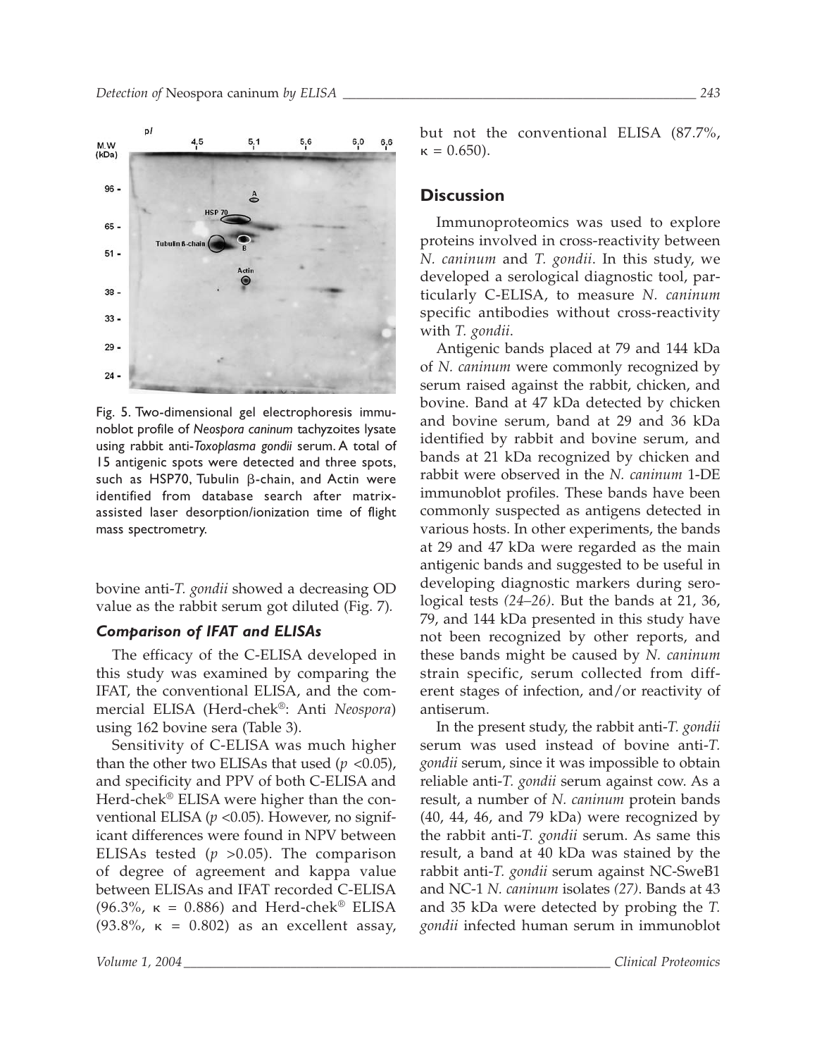Fig. 5. Two-dimensional gel electrophoresis immunoblot profile of *Neospora caninum* tachyzoites lysate using rabbit anti-*Toxoplasma gondii* serum. A total of 15 antigenic spots were detected and three spots, such as HSP70, Tubulin β-chain, and Actin were identified from database search after matrix-assisted laser desorption/ionization time of flight mass spectrometry.

bovine anti-*T. gondii* showed a decreasing OD value as the rabbit serum got diluted (Fig. 7).

### *Comparison of IFAT and ELISAs*

The efficacy of the C-ELISA developed in this study was examined by comparing the IFAT, the conventional ELISA, and the commercial ELISA (Herd-chek®: Anti *Neospora*) using 162 bovine sera (Table 3).

Sensitivity of C-ELISA was much higher than the other two ELISAs that used ($p$ <0.05), and specificity and PPV of both C-ELISA and Herd-chek® ELISA were higher than the conventional ELISA ($p$ <0.05). However, no significant differences were found in NPV between ELISAs tested ($p$ >0.05). The comparison of degree of agreement and kappa value between ELISAs and IFAT recorded C-ELISA (96.3%, κ = 0.886) and Herd-chek® ELISA (93.8%, κ = 0.802) as an excellent assay, but not the conventional ELISA (87.7%, κ = 0.650).

## Discussion

Immunoproteomics was used to explore proteins involved in cross-reactivity between *N. caninum* and *T. gondii*. In this study, we developed a serological diagnostic tool, particularly C-ELISA, to measure *N. caninum* specific antibodies without cross-reactivity with *T. gondii*.

Antigenic bands placed at 79 and 144 kDa of *N. caninum* were commonly recognized by serum raised against the rabbit, chicken, and bovine. Band at 47 kDa detected by chicken and bovine serum, band at 29 and 36 kDa identified by rabbit and bovine serum, and bands at 21 kDa recognized by chicken and rabbit were observed in the *N. caninum* 1-DE immunoblot profiles. These bands have been commonly suspected as antigens detected in various hosts. In other experiments, the bands at 29 and 47 kDa were regarded as the main antigenic bands and suggested to be useful in developing diagnostic markers during serological tests *(24–26)*. But the bands at 21, 36, 79, and 144 kDa presented in this study have not been recognized by other reports, and these bands might be caused by *N. caninum* strain specific, serum collected from different stages of infection, and/or reactivity of antiserum.

In the present study, the rabbit anti-*T. gondii* serum was used instead of bovine anti-*T. gondii* serum, since it was impossible to obtain reliable anti-*T. gondii* serum against cow. As a result, a number of *N. caninum* protein bands (40, 44, 46, and 79 kDa) were recognized by the rabbit anti-*T. gondii* serum. As same this result, a band at 40 kDa was stained by the rabbit anti-*T. gondii* serum against NC-SweB1 and NC-1 *N. caninum* isolates *(27)*. Bands at 43 and 35 kDa were detected by probing the *T. gondii* infected human serum in immunoblot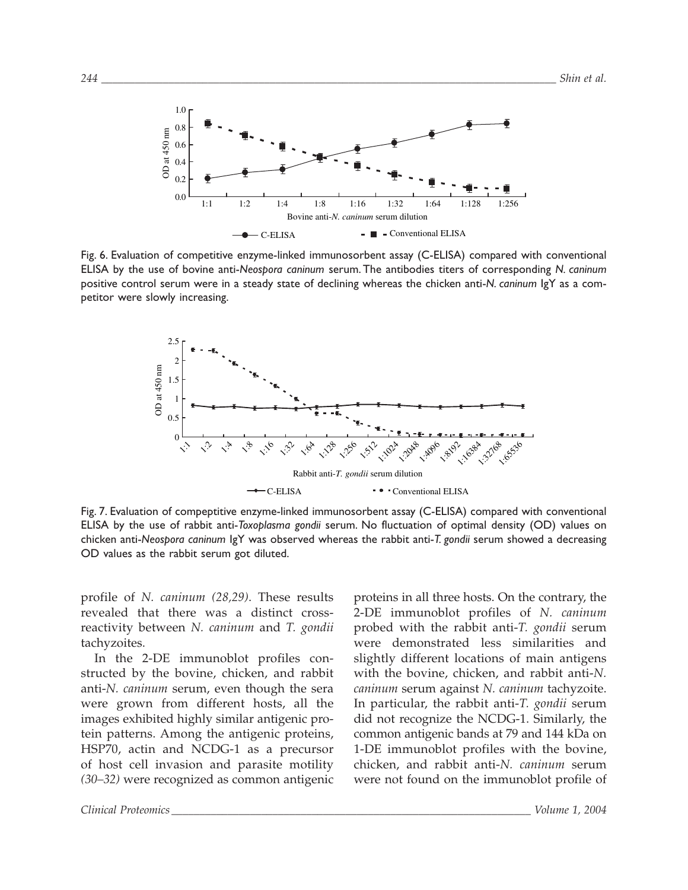Fig. 6. Evaluation of competitive enzyme-linked immunosorbent assay (C-ELISA) compared with conventional ELISA by the use of bovine anti-*Neospora caninum* serum. The antibodies titers of corresponding *N. caninum* positive control serum were in a steady state of declining whereas the chicken anti-*N. caninum* IgY as a competitor were slowly increasing.

Fig. 7. Evaluation of compeptitive enzyme-linked immunosorbent assay (C-ELISA) compared with conventional ELISA by the use of rabbit anti-*Toxoplasma gondii* serum. No fluctuation of optimal density (OD) values on chicken anti-*Neospora caninum* IgY was observed whereas the rabbit anti-*T. gondii* serum showed a decreasing OD values as the rabbit serum got diluted.

profile of *N. caninum (28,29)*. These results revealed that there was a distinct cross-reactivity between *N. caninum* and *T. gondii* tachyzoites.

In the 2-DE immunoblot profiles constructed by the bovine, chicken, and rabbit anti-*N. caninum* serum, even though the sera were grown from different hosts, all the images exhibited highly similar antigenic protein patterns. Among the antigenic proteins, HSP70, actin and NCDG-1 as a precursor of host cell invasion and parasite motility *(30–32)* were recognized as common antigenic proteins in all three hosts. On the contrary, the 2-DE immunoblot profiles of *N. caninum* probed with the rabbit anti-*T. gondii* serum were demonstrated less similarities and slightly different locations of main antigens with the bovine, chicken, and rabbit anti-*N. caninum* serum against *N. caninum* tachyzoite. In particular, the rabbit anti-*T. gondii* serum did not recognize the NCDG-1. Similarly, the common antigenic bands at 79 and 144 kDa on 1-DE immunoblot profiles with the bovine, chicken, and rabbit anti-*N. caninum* serum were not found on the immunoblot profile of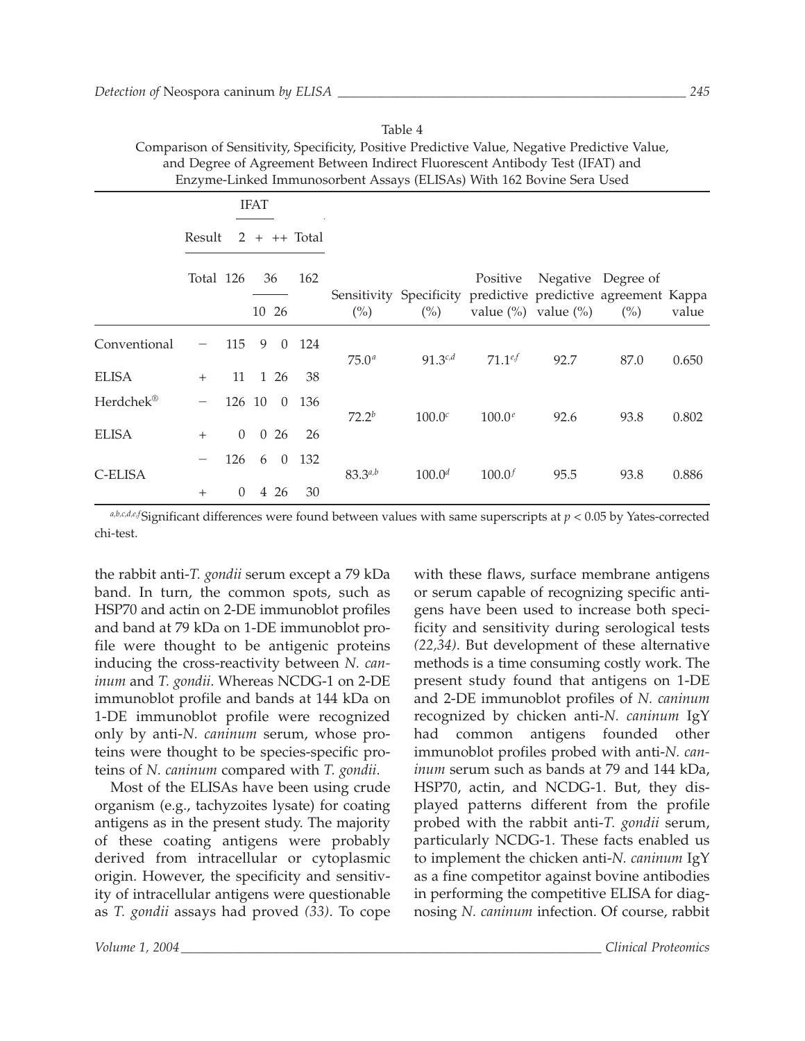Table 4
Comparison of Sensitivity, Specificity, Positive Predictive Value, Negative Predictive Value, and Degree of Agreement Between Indirect Fluorescent Antibody Test (IFAT) and Enzyme-Linked Immunosorbent Assays (ELISAs) With 162 Bovine Sera Used

| | Result | IFAT 2 | IFAT + | IFAT ++ | Total | Sensitivity (%) | Specificity (%) | Positive predictive value (%) | Negative predictive value (%) | Degree of agreement (%) | Kappa value |
|---|---|---|---|---|---|---|---|---|---|---|---|
| | Total | 126 | 36 (10) | 36 (26) | 162 | | | | | | |
| Conventional ELISA | − | 115 | 9 | 0 | 124 | $75.0^{a}$ | $91.3^{c,d}$ | $71.1^{e,f}$ | 92.7 | 87.0 | 0.650 |
| | + | 11 | 1 | 26 | 38 | | | | | | |
| Herdchek® ELISA | − | 126 | 10 | 0 | 136 | $72.2^{b}$ | $100.0^{c}$ | $100.0^{e}$ | 92.6 | 93.8 | 0.802 |
| | + | 0 | 0 | 26 | 26 | | | | | | |
| C-ELISA | − | 126 | 6 | 0 | 132 | $83.3^{a,b}$ | $100.0^{d}$ | $100.0^{f}$ | 95.5 | 93.8 | 0.886 |
| | + | 0 | 4 | 26 | 30 | | | | | | |

[a,b,c,d,e,f] Significant differences were found between values with same superscripts at $p < 0.05$ by Yates-corrected chi-test.

the rabbit anti-*T. gondii* serum except a 79 kDa band. In turn, the common spots, such as HSP70 and actin on 2-DE immunoblot profiles and band at 79 kDa on 1-DE immunoblot profile were thought to be antigenic proteins inducing the cross-reactivity between *N. caninum* and *T. gondii*. Whereas NCDG-1 on 2-DE immunoblot profile and bands at 144 kDa on 1-DE immunoblot profile were recognized only by anti-*N. caninum* serum, whose proteins were thought to be species-specific proteins of *N. caninum* compared with *T. gondii*.

Most of the ELISAs have been using crude organism (e.g., tachyzoites lysate) for coating antigens as in the present study. The majority of these coating antigens were probably derived from intracellular or cytoplasmic origin. However, the specificity and sensitivity of intracellular antigens were questionable as *T. gondii* assays had proved *(33)*. To cope with these flaws, surface membrane antigens or serum capable of recognizing specific antigens have been used to increase both specificity and sensitivity during serological tests *(22,34)*. But development of these alternative methods is a time consuming costly work. The present study found that antigens on 1-DE and 2-DE immunoblot profiles of *N. caninum* recognized by chicken anti-*N. caninum* IgY had common antigens founded other immunoblot profiles probed with anti-*N. caninum* serum such as bands at 79 and 144 kDa, HSP70, actin, and NCDG-1. But, they displayed patterns different from the profile probed with the rabbit anti-*T. gondii* serum, particularly NCDG-1. These facts enabled us to implement the chicken anti-*N. caninum* IgY as a fine competitor against bovine antibodies in performing the competitive ELISA for diagnosing *N. caninum* infection. Of course, rabbit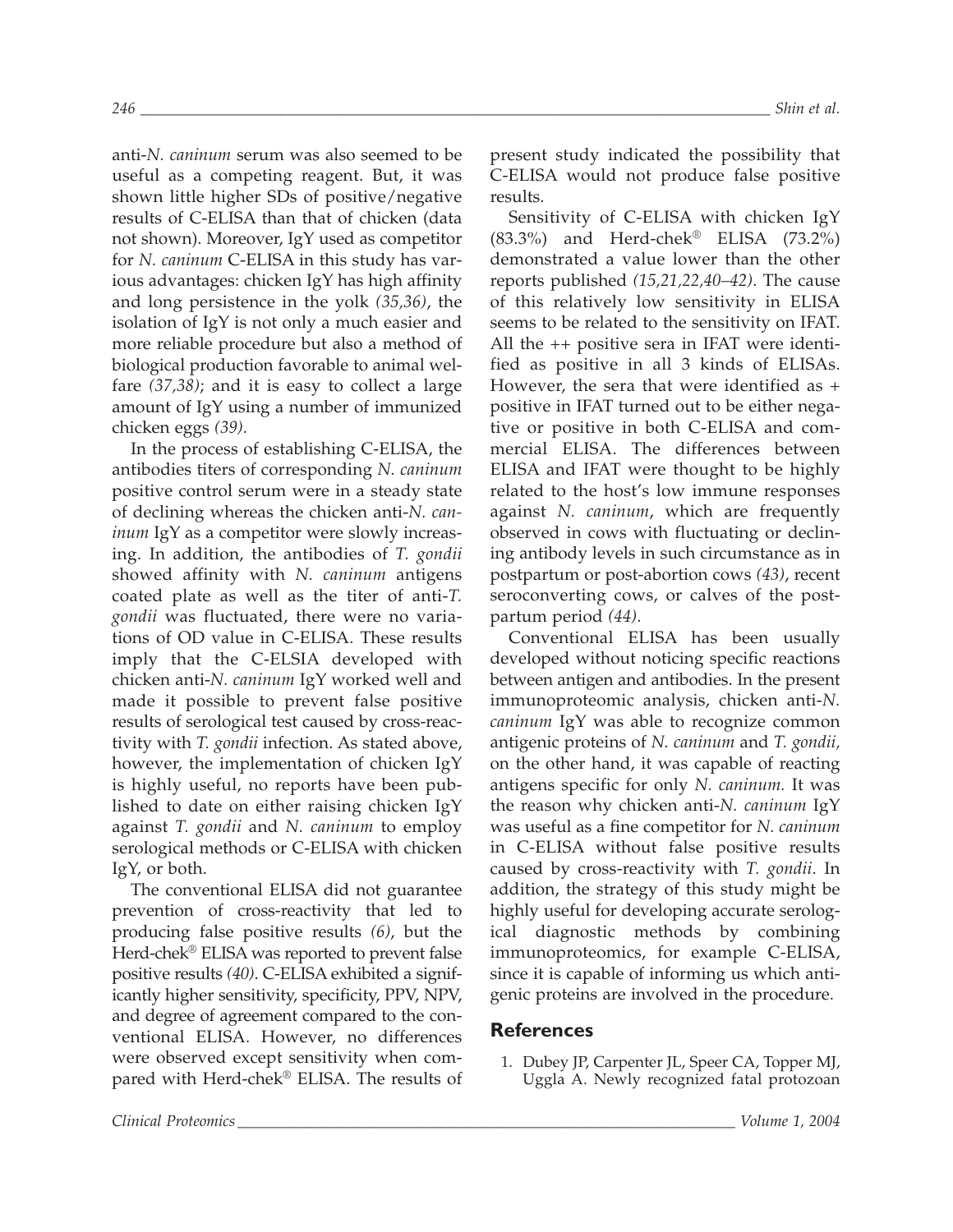anti-*N. caninum* serum was also seemed to be useful as a competing reagent. But, it was shown little higher SDs of positive/negative results of C-ELISA than that of chicken (data not shown). Moreover, IgY used as competitor for *N. caninum* C-ELISA in this study has various advantages: chicken IgY has high affinity and long persistence in the yolk *(35,36)*, the isolation of IgY is not only a much easier and more reliable procedure but also a method of biological production favorable to animal welfare *(37,38)*; and it is easy to collect a large amount of IgY using a number of immunized chicken eggs *(39)*.

In the process of establishing C-ELISA, the antibodies titers of corresponding *N. caninum* positive control serum were in a steady state of declining whereas the chicken anti-*N. caninum* IgY as a competitor were slowly increasing. In addition, the antibodies of *T. gondii* showed affinity with *N. caninum* antigens coated plate as well as the titer of anti-*T. gondii* was fluctuated, there were no variations of OD value in C-ELISA. These results imply that the C-ELSIA developed with chicken anti-*N. caninum* IgY worked well and made it possible to prevent false positive results of serological test caused by cross-reactivity with *T. gondii* infection. As stated above, however, the implementation of chicken IgY is highly useful, no reports have been published to date on either raising chicken IgY against *T. gondii* and *N. caninum* to employ serological methods or C-ELISA with chicken IgY, or both.

The conventional ELISA did not guarantee prevention of cross-reactivity that led to producing false positive results *(6)*, but the Herd-chek® ELISA was reported to prevent false positive results *(40)*. C-ELISA exhibited a significantly higher sensitivity, specificity, PPV, NPV, and degree of agreement compared to the conventional ELISA. However, no differences were observed except sensitivity when compared with Herd-chek® ELISA. The results of present study indicated the possibility that C-ELISA would not produce false positive results.

Sensitivity of C-ELISA with chicken IgY (83.3%) and Herd-chek® ELISA (73.2%) demonstrated a value lower than the other reports published *(15,21,22,40–42)*. The cause of this relatively low sensitivity in ELISA seems to be related to the sensitivity on IFAT. All the ++ positive sera in IFAT were identified as positive in all 3 kinds of ELISAs. However, the sera that were identified as + positive in IFAT turned out to be either negative or positive in both C-ELISA and commercial ELISA. The differences between ELISA and IFAT were thought to be highly related to the host's low immune responses against *N. caninum*, which are frequently observed in cows with fluctuating or declining antibody levels in such circumstance as in postpartum or post-abortion cows *(43)*, recent seroconverting cows, or calves of the postpartum period *(44)*.

Conventional ELISA has been usually developed without noticing specific reactions between antigen and antibodies. In the present immunoproteomic analysis, chicken anti-*N. caninum* IgY was able to recognize common antigenic proteins of *N. caninum* and *T. gondii,* on the other hand, it was capable of reacting antigens specific for only *N. caninum.* It was the reason why chicken anti-*N. caninum* IgY was useful as a fine competitor for *N. caninum* in C-ELISA without false positive results caused by cross-reactivity with *T. gondii*. In addition, the strategy of this study might be highly useful for developing accurate serological diagnostic methods by combining immunoproteomics, for example C-ELISA, since it is capable of informing us which antigenic proteins are involved in the procedure.

## References

1. Dubey JP, Carpenter JL, Speer CA, Topper MJ, Uggla A. Newly recognized fatal protozoan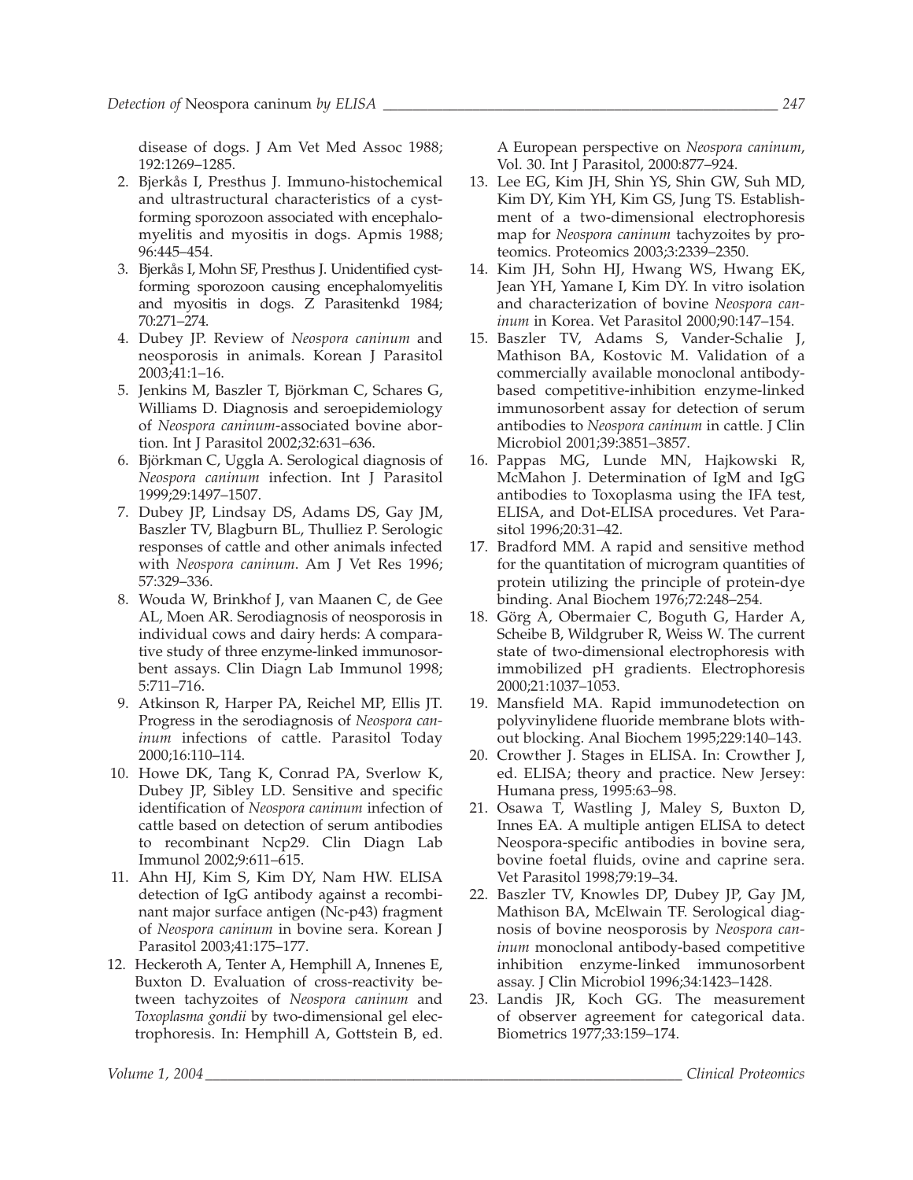disease of dogs. J Am Vet Med Assoc 1988; 192:1269–1285.

2. Bjerkås I, Presthus J. Immuno-histochemical and ultrastructural characteristics of a cyst-forming sporozoon associated with encephalomyelitis and myositis in dogs. Apmis 1988; 96:445–454.
3. Bjerkås I, Mohn SF, Presthus J. Unidentified cyst-forming sporozoon causing encephalomyelitis and myositis in dogs. Z Parasitenkd 1984; 70:271–274.
4. Dubey JP. Review of *Neospora caninum* and neosporosis in animals. Korean J Parasitol 2003;41:1–16.
5. Jenkins M, Baszler T, Björkman C, Schares G, Williams D. Diagnosis and seroepidemiology of *Neospora caninum*-associated bovine abortion. Int J Parasitol 2002;32:631–636.
6. Björkman C, Uggla A. Serological diagnosis of *Neospora caninum* infection. Int J Parasitol 1999;29:1497–1507.
7. Dubey JP, Lindsay DS, Adams DS, Gay JM, Baszler TV, Blagburn BL, Thulliez P. Serologic responses of cattle and other animals infected with *Neospora caninum*. Am J Vet Res 1996; 57:329–336.
8. Wouda W, Brinkhof J, van Maanen C, de Gee AL, Moen AR. Serodiagnosis of neosporosis in individual cows and dairy herds: A comparative study of three enzyme-linked immunosorbent assays. Clin Diagn Lab Immunol 1998; 5:711–716.
9. Atkinson R, Harper PA, Reichel MP, Ellis JT. Progress in the serodiagnosis of *Neospora caninum* infections of cattle. Parasitol Today 2000;16:110–114.
10. Howe DK, Tang K, Conrad PA, Sverlow K, Dubey JP, Sibley LD. Sensitive and specific identification of *Neospora caninum* infection of cattle based on detection of serum antibodies to recombinant Ncp29. Clin Diagn Lab Immunol 2002;9:611–615.
11. Ahn HJ, Kim S, Kim DY, Nam HW. ELISA detection of IgG antibody against a recombinant major surface antigen (Nc-p43) fragment of *Neospora caninum* in bovine sera. Korean J Parasitol 2003;41:175–177.
12. Heckeroth A, Tenter A, Hemphill A, Innenes E, Buxton D. Evaluation of cross-reactivity between tachyzoites of *Neospora caninum* and *Toxoplasma gondii* by two-dimensional gel electrophoresis. In: Hemphill A, Gottstein B, ed. A European perspective on *Neospora caninum*, Vol. 30. Int J Parasitol, 2000:877–924.
13. Lee EG, Kim JH, Shin YS, Shin GW, Suh MD, Kim DY, Kim YH, Kim GS, Jung TS. Establishment of a two-dimensional electrophoresis map for *Neospora caninum* tachyzoites by proteomics. Proteomics 2003;3:2339–2350.
14. Kim JH, Sohn HJ, Hwang WS, Hwang EK, Jean YH, Yamane I, Kim DY. In vitro isolation and characterization of bovine *Neospora caninum* in Korea. Vet Parasitol 2000;90:147–154.
15. Baszler TV, Adams S, Vander-Schalie J, Mathison BA, Kostovic M. Validation of a commercially available monoclonal antibody-based competitive-inhibition enzyme-linked immunosorbent assay for detection of serum antibodies to *Neospora caninum* in cattle. J Clin Microbiol 2001;39:3851–3857.
16. Pappas MG, Lunde MN, Hajkowski R, McMahon J. Determination of IgM and IgG antibodies to Toxoplasma using the IFA test, ELISA, and Dot-ELISA procedures. Vet Parasitol 1996;20:31–42.
17. Bradford MM. A rapid and sensitive method for the quantitation of microgram quantities of protein utilizing the principle of protein-dye binding. Anal Biochem 1976;72:248–254.
18. Görg A, Obermaier C, Boguth G, Harder A, Scheibe B, Wildgruber R, Weiss W. The current state of two-dimensional electrophoresis with immobilized pH gradients. Electrophoresis 2000;21:1037–1053.
19. Mansfield MA. Rapid immunodetection on polyvinylidene fluoride membrane blots without blocking. Anal Biochem 1995;229:140–143.
20. Crowther J. Stages in ELISA. In: Crowther J, ed. ELISA; theory and practice. New Jersey: Humana press, 1995:63–98.
21. Osawa T, Wastling J, Maley S, Buxton D, Innes EA. A multiple antigen ELISA to detect Neospora-specific antibodies in bovine sera, bovine foetal fluids, ovine and caprine sera. Vet Parasitol 1998;79:19–34.
22. Baszler TV, Knowles DP, Dubey JP, Gay JM, Mathison BA, McElwain TF. Serological diagnosis of bovine neosporosis by *Neospora caninum* monoclonal antibody-based competitive inhibition enzyme-linked immunosorbent assay. J Clin Microbiol 1996;34:1423–1428.
23. Landis JR, Koch GG. The measurement of observer agreement for categorical data. Biometrics 1977;33:159–174.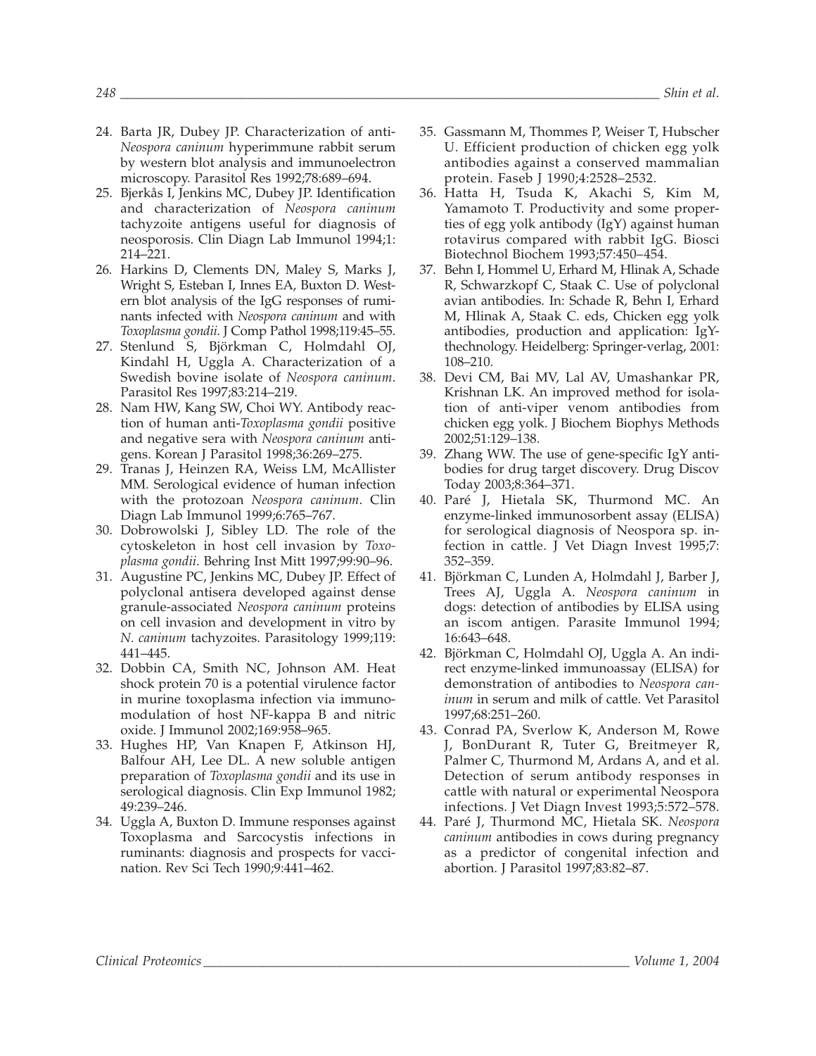24. Barta JR, Dubey JP. Characterization of anti-*Neospora caninum* hyperimmune rabbit serum by western blot analysis and immunoelectron microscopy. Parasitol Res 1992;78:689–694.
25. Bjerkås I, Jenkins MC, Dubey JP. Identification and characterization of *Neospora caninum* tachyzoite antigens useful for diagnosis of neosporosis. Clin Diagn Lab Immunol 1994;1: 214–221.
26. Harkins D, Clements DN, Maley S, Marks J, Wright S, Esteban I, Innes EA, Buxton D. Western blot analysis of the IgG responses of ruminants infected with *Neospora caninum* and with *Toxoplasma gondii*. J Comp Pathol 1998;119:45–55.
27. Stenlund S, Björkman C, Holmdahl OJ, Kindahl H, Uggla A. Characterization of a Swedish bovine isolate of *Neospora caninum*. Parasitol Res 1997;83:214–219.
28. Nam HW, Kang SW, Choi WY. Antibody reaction of human anti-*Toxoplasma gondii* positive and negative sera with *Neospora caninum* antigens. Korean J Parasitol 1998;36:269–275.
29. Tranas J, Heinzen RA, Weiss LM, McAllister MM. Serological evidence of human infection with the protozoan *Neospora caninum*. Clin Diagn Lab Immunol 1999;6:765–767.
30. Dobrowolski J, Sibley LD. The role of the cytoskeleton in host cell invasion by *Toxoplasma gondii*. Behring Inst Mitt 1997;99:90–96.
31. Augustine PC, Jenkins MC, Dubey JP. Effect of polyclonal antisera developed against dense granule-associated *Neospora caninum* proteins on cell invasion and development in vitro by *N. caninum* tachyzoites. Parasitology 1999;119: 441–445.
32. Dobbin CA, Smith NC, Johnson AM. Heat shock protein 70 is a potential virulence factor in murine toxoplasma infection via immunomodulation of host NF-kappa B and nitric oxide. J Immunol 2002;169:958–965.
33. Hughes HP, Van Knapen F, Atkinson HJ, Balfour AH, Lee DL. A new soluble antigen preparation of *Toxoplasma gondii* and its use in serological diagnosis. Clin Exp Immunol 1982; 49:239–246.
34. Uggla A, Buxton D. Immune responses against Toxoplasma and Sarcocystis infections in ruminants: diagnosis and prospects for vaccination. Rev Sci Tech 1990;9:441–462.
35. Gassmann M, Thommes P, Weiser T, Hubscher U. Efficient production of chicken egg yolk antibodies against a conserved mammalian protein. Faseb J 1990;4:2528–2532.
36. Hatta H, Tsuda K, Akachi S, Kim M, Yamamoto T. Productivity and some properties of egg yolk antibody (IgY) against human rotavirus compared with rabbit IgG. Biosci Biotechnol Biochem 1993;57:450–454.
37. Behn I, Hommel U, Erhard M, Hlinak A, Schade R, Schwarzkopf C, Staak C. Use of polyclonal avian antibodies. In: Schade R, Behn I, Erhard M, Hlinak A, Staak C. eds, Chicken egg yolk antibodies, production and application: IgY-thechnology. Heidelberg: Springer-verlag, 2001: 108–210.
38. Devi CM, Bai MV, Lal AV, Umashankar PR, Krishnan LK. An improved method for isolation of anti-viper venom antibodies from chicken egg yolk. J Biochem Biophys Methods 2002;51:129–138.
39. Zhang WW. The use of gene-specific IgY antibodies for drug target discovery. Drug Discov Today 2003;8:364–371.
40. Paré J, Hietala SK, Thurmond MC. An enzyme-linked immunosorbent assay (ELISA) for serological diagnosis of Neospora sp. infection in cattle. J Vet Diagn Invest 1995;7: 352–359.
41. Björkman C, Lunden A, Holmdahl J, Barber J, Trees AJ, Uggla A. *Neospora caninum* in dogs: detection of antibodies by ELISA using an iscom antigen. Parasite Immunol 1994; 16:643–648.
42. Björkman C, Holmdahl OJ, Uggla A. An indirect enzyme-linked immunoassay (ELISA) for demonstration of antibodies to *Neospora caninum* in serum and milk of cattle. Vet Parasitol 1997;68:251–260.
43. Conrad PA, Sverlow K, Anderson M, Rowe J, BonDurant R, Tuter G, Breitmeyer R, Palmer C, Thurmond M, Ardans A, and et al. Detection of serum antibody responses in cattle with natural or experimental Neospora infections. J Vet Diagn Invest 1993;5:572–578.
44. Paré J, Thurmond MC, Hietala SK. *Neospora caninum* antibodies in cows during pregnancy as a predictor of congenital infection and abortion. J Parasitol 1997;83:82–87.